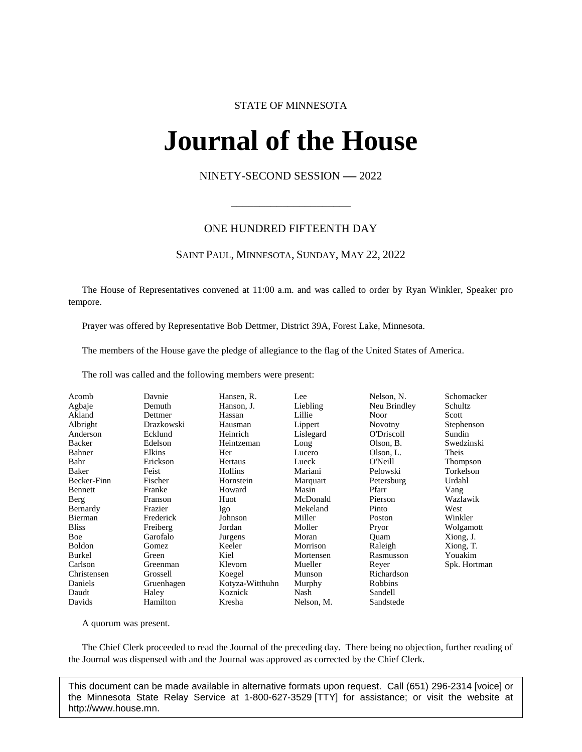STATE OF MINNESOTA

# Journal of the House

NINETY-SECOND SESSION — 2022

---

ONE HUNDRED FIFTEENTH DAY

SAINT PAUL, MINNESOTA, SUNDAY, MAY 22, 2022

The House of Representatives convened at 11:00 a.m. and was called to order by Ryan Winkler, Speaker pro tempore.

Prayer was offered by Representative Bob Dettmer, District 39A, Forest Lake, Minnesota.

The members of the House gave the pledge of allegiance to the flag of the United States of America.

The roll was called and the following members were present:

| | | | | | |
|---|---|---|---|---|---|
| Acomb | Davnie | Hansen, R. | Lee | Nelson, N. | Schomacker |
| Agbaje | Demuth | Hanson, J. | Liebling | Neu Brindley | Schultz |
| Akland | Dettmer | Hassan | Lillie | Noor | Scott |
| Albright | Drazkowski | Hausman | Lippert | Novotny | Stephenson |
| Anderson | Ecklund | Heinrich | Lislegard | O'Driscoll | Sundin |
| Backer | Edelson | Heintzeman | Long | Olson, B. | Swedzinski |
| Bahner | Elkins | Her | Lucero | Olson, L. | Theis |
| Bahr | Erickson | Hertaus | Lueck | O'Neill | Thompson |
| Baker | Feist | Hollins | Mariani | Pelowski | Torkelson |
| Becker-Finn | Fischer | Hornstein | Marquart | Petersburg | Urdahl |
| Bennett | Franke | Howard | Masin | Pfarr | Vang |
| Berg | Franson | Huot | McDonald | Pierson | Wazlawik |
| Bernardy | Frazier | Igo | Mekeland | Pinto | West |
| Bierman | Frederick | Johnson | Miller | Poston | Winkler |
| Bliss | Freiberg | Jordan | Moller | Pryor | Wolgamott |
| Boe | Garofalo | Jurgens | Moran | Quam | Xiong, J. |
| Boldon | Gomez | Keeler | Morrison | Raleigh | Xiong, T. |
| Burkel | Green | Kiel | Mortensen | Rasmusson | Youakim |
| Carlson | Greenman | Klevorn | Mueller | Reyer | Spk. Hortman |
| Christensen | Grossell | Koegel | Munson | Richardson | |
| Daniels | Gruenhagen | Kotyza-Witthuhn | Murphy | Robbins | |
| Daudt | Haley | Koznick | Nash | Sandell | |
| Davids | Hamilton | Kresha | Nelson, M. | Sandstede | |

A quorum was present.

The Chief Clerk proceeded to read the Journal of the preceding day. There being no objection, further reading of the Journal was dispensed with and the Journal was approved as corrected by the Chief Clerk.

This document can be made available in alternative formats upon request. Call (651) 296-2314 [voice] or the Minnesota State Relay Service at 1-800-627-3529 [TTY] for assistance; or visit the website at http://www.house.mn.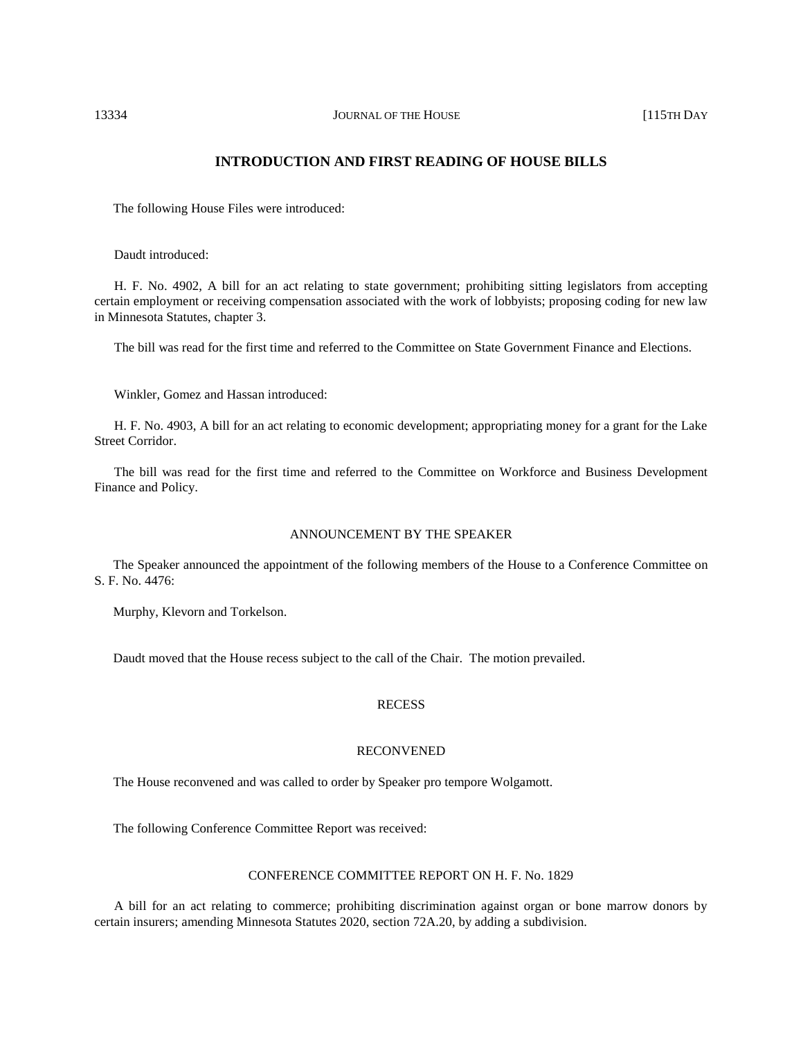## INTRODUCTION AND FIRST READING OF HOUSE BILLS

The following House Files were introduced:

Daudt introduced:

H. F. No. 4902, A bill for an act relating to state government; prohibiting sitting legislators from accepting certain employment or receiving compensation associated with the work of lobbyists; proposing coding for new law in Minnesota Statutes, chapter 3.

The bill was read for the first time and referred to the Committee on State Government Finance and Elections.

Winkler, Gomez and Hassan introduced:

H. F. No. 4903, A bill for an act relating to economic development; appropriating money for a grant for the Lake Street Corridor.

The bill was read for the first time and referred to the Committee on Workforce and Business Development Finance and Policy.

### ANNOUNCEMENT BY THE SPEAKER

The Speaker announced the appointment of the following members of the House to a Conference Committee on S. F. No. 4476:

Murphy, Klevorn and Torkelson.

Daudt moved that the House recess subject to the call of the Chair. The motion prevailed.

### RECESS

### RECONVENED

The House reconvened and was called to order by Speaker pro tempore Wolgamott.

The following Conference Committee Report was received:

### CONFERENCE COMMITTEE REPORT ON H. F. No. 1829

A bill for an act relating to commerce; prohibiting discrimination against organ or bone marrow donors by certain insurers; amending Minnesota Statutes 2020, section 72A.20, by adding a subdivision.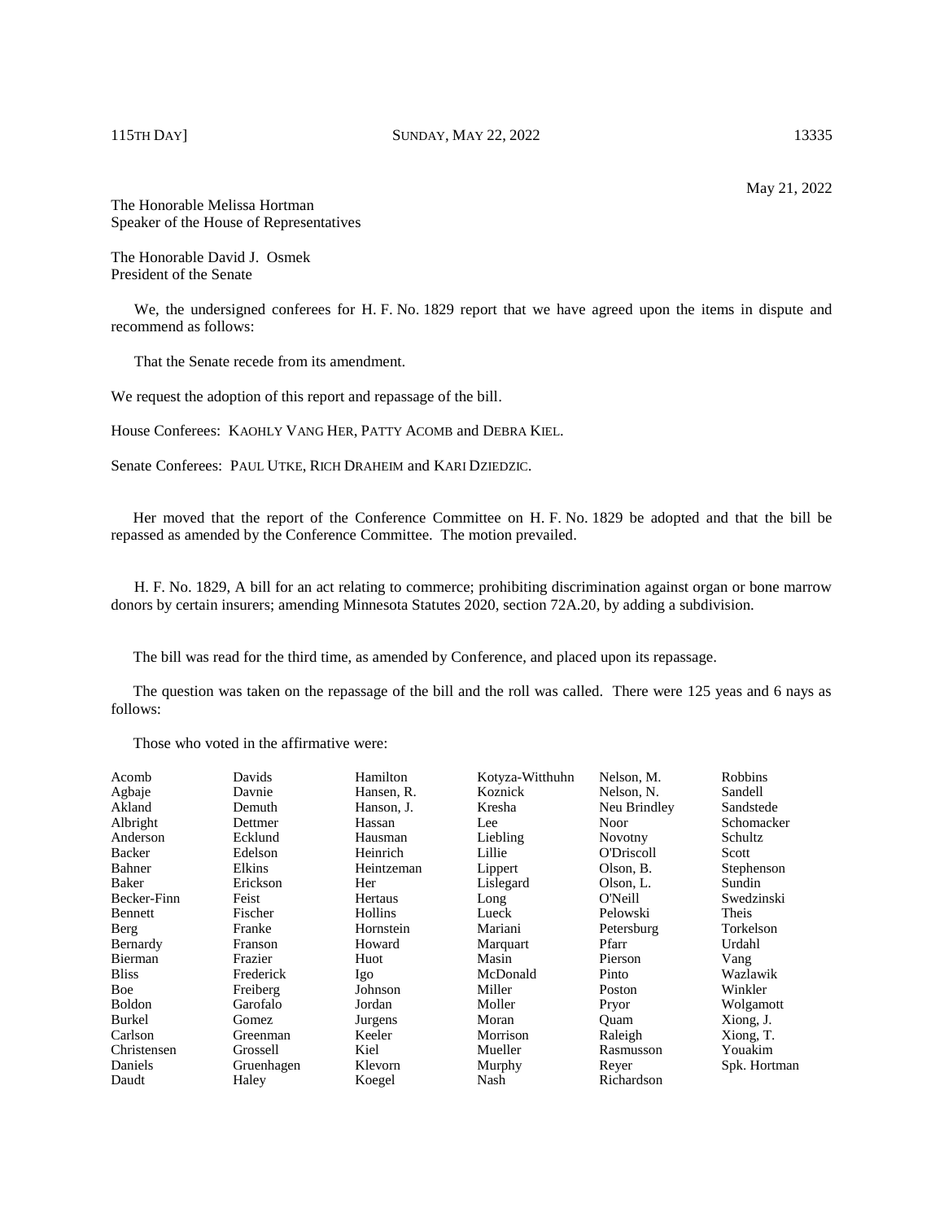May 21, 2022

The Honorable Melissa Hortman
Speaker of the House of Representatives

The Honorable David J. Osmek
President of the Senate

We, the undersigned conferees for H. F. No. 1829 report that we have agreed upon the items in dispute and recommend as follows:

That the Senate recede from its amendment.

We request the adoption of this report and repassage of the bill.

House Conferees: KAOHLY VANG HER, PATTY ACOMB and DEBRA KIEL.

Senate Conferees: PAUL UTKE, RICH DRAHEIM and KARI DZIEDZIC.

Her moved that the report of the Conference Committee on H. F. No. 1829 be adopted and that the bill be repassed as amended by the Conference Committee. The motion prevailed.

H. F. No. 1829, A bill for an act relating to commerce; prohibiting discrimination against organ or bone marrow donors by certain insurers; amending Minnesota Statutes 2020, section 72A.20, by adding a subdivision.

The bill was read for the third time, as amended by Conference, and placed upon its repassage.

The question was taken on the repassage of the bill and the roll was called. There were 125 yeas and 6 nays as follows:

Those who voted in the affirmative were:

| | | | | | |
|---|---|---|---|---|---|
| Acomb | Davids | Hamilton | Kotyza-Witthuhn | Nelson, M. | Robbins |
| Agbaje | Davnie | Hansen, R. | Koznick | Nelson, N. | Sandell |
| Akland | Demuth | Hanson, J. | Kresha | Neu Brindley | Sandstede |
| Albright | Dettmer | Hassan | Lee | Noor | Schomacker |
| Anderson | Ecklund | Hausman | Liebling | Novotny | Schultz |
| Backer | Edelson | Heinrich | Lillie | O'Driscoll | Scott |
| Bahner | Elkins | Heintzeman | Lippert | Olson, B. | Stephenson |
| Baker | Erickson | Her | Lislegard | Olson, L. | Sundin |
| Becker-Finn | Feist | Hertaus | Long | O'Neill | Swedzinski |
| Bennett | Fischer | Hollins | Lueck | Pelowski | Theis |
| Berg | Franke | Hornstein | Mariani | Petersburg | Torkelson |
| Bernardy | Franson | Howard | Marquart | Pfarr | Urdahl |
| Bierman | Frazier | Huot | Masin | Pierson | Vang |
| Bliss | Frederick | Igo | McDonald | Pinto | Wazlawik |
| Boe | Freiberg | Johnson | Miller | Poston | Winkler |
| Boldon | Garofalo | Jordan | Moller | Pryor | Wolgamott |
| Burkel | Gomez | Jurgens | Moran | Quam | Xiong, J. |
| Carlson | Greenman | Keeler | Morrison | Raleigh | Xiong, T. |
| Christensen | Grossell | Kiel | Mueller | Rasmusson | Youakim |
| Daniels | Gruenhagen | Klevorn | Murphy | Reyer | Spk. Hortman |
| Daudt | Haley | Koegel | Nash | Richardson | |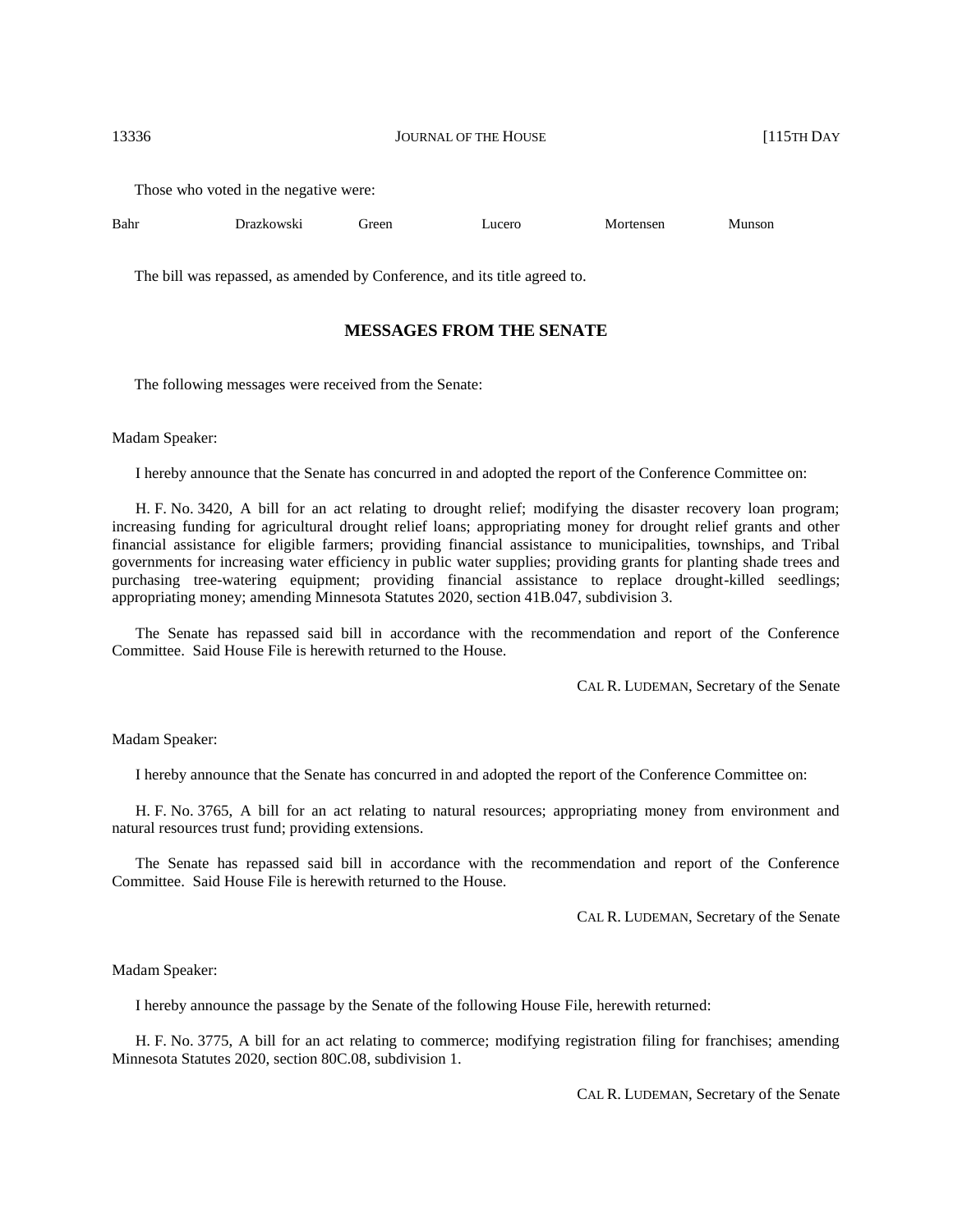Those who voted in the negative were:

| Bahr | Drazkowski | Green | Lucero | Mortensen | Munson |
|---|---|---|---|---|---|

The bill was repassed, as amended by Conference, and its title agreed to.

## MESSAGES FROM THE SENATE

The following messages were received from the Senate:

Madam Speaker:

I hereby announce that the Senate has concurred in and adopted the report of the Conference Committee on:

H. F. No. 3420, A bill for an act relating to drought relief; modifying the disaster recovery loan program; increasing funding for agricultural drought relief loans; appropriating money for drought relief grants and other financial assistance for eligible farmers; providing financial assistance to municipalities, townships, and Tribal governments for increasing water efficiency in public water supplies; providing grants for planting shade trees and purchasing tree-watering equipment; providing financial assistance to replace drought-killed seedlings; appropriating money; amending Minnesota Statutes 2020, section 41B.047, subdivision 3.

The Senate has repassed said bill in accordance with the recommendation and report of the Conference Committee. Said House File is herewith returned to the House.

CAL R. LUDEMAN, Secretary of the Senate

Madam Speaker:

I hereby announce that the Senate has concurred in and adopted the report of the Conference Committee on:

H. F. No. 3765, A bill for an act relating to natural resources; appropriating money from environment and natural resources trust fund; providing extensions.

The Senate has repassed said bill in accordance with the recommendation and report of the Conference Committee. Said House File is herewith returned to the House.

CAL R. LUDEMAN, Secretary of the Senate

Madam Speaker:

I hereby announce the passage by the Senate of the following House File, herewith returned:

H. F. No. 3775, A bill for an act relating to commerce; modifying registration filing for franchises; amending Minnesota Statutes 2020, section 80C.08, subdivision 1.

CAL R. LUDEMAN, Secretary of the Senate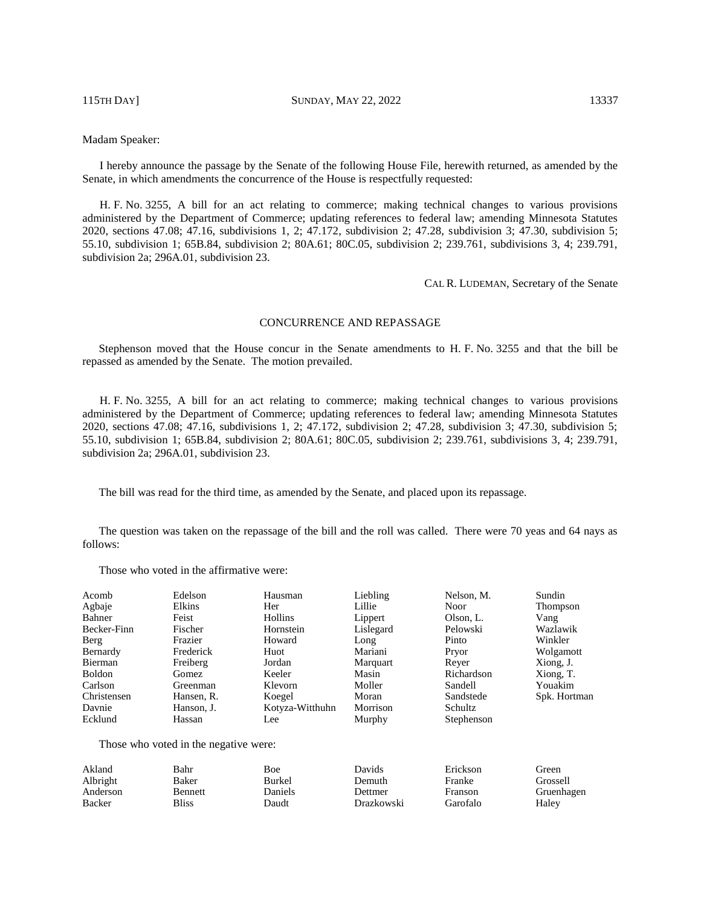Madam Speaker:

I hereby announce the passage by the Senate of the following House File, herewith returned, as amended by the Senate, in which amendments the concurrence of the House is respectfully requested:

H. F. No. 3255, A bill for an act relating to commerce; making technical changes to various provisions administered by the Department of Commerce; updating references to federal law; amending Minnesota Statutes 2020, sections 47.08; 47.16, subdivisions 1, 2; 47.172, subdivision 2; 47.28, subdivision 3; 47.30, subdivision 5; 55.10, subdivision 1; 65B.84, subdivision 2; 80A.61; 80C.05, subdivision 2; 239.761, subdivisions 3, 4; 239.791, subdivision 2a; 296A.01, subdivision 23.

CAL R. LUDEMAN, Secretary of the Senate

## CONCURRENCE AND REPASSAGE

Stephenson moved that the House concur in the Senate amendments to H. F. No. 3255 and that the bill be repassed as amended by the Senate. The motion prevailed.

H. F. No. 3255, A bill for an act relating to commerce; making technical changes to various provisions administered by the Department of Commerce; updating references to federal law; amending Minnesota Statutes 2020, sections 47.08; 47.16, subdivisions 1, 2; 47.172, subdivision 2; 47.28, subdivision 3; 47.30, subdivision 5; 55.10, subdivision 1; 65B.84, subdivision 2; 80A.61; 80C.05, subdivision 2; 239.761, subdivisions 3, 4; 239.791, subdivision 2a; 296A.01, subdivision 23.

The bill was read for the third time, as amended by the Senate, and placed upon its repassage.

The question was taken on the repassage of the bill and the roll was called. There were 70 yeas and 64 nays as follows:

Those who voted in the affirmative were:

| | | | | | |
|---|---|---|---|---|---|
| Acomb | Edelson | Hausman | Liebling | Nelson, M. | Sundin |
| Agbaje | Elkins | Her | Lillie | Noor | Thompson |
| Bahner | Feist | Hollins | Lippert | Olson, L. | Vang |
| Becker-Finn | Fischer | Hornstein | Lislegard | Pelowski | Wazlawik |
| Berg | Frazier | Howard | Long | Pinto | Winkler |
| Bernardy | Frederick | Huot | Mariani | Pryor | Wolgamott |
| Bierman | Freiberg | Jordan | Marquart | Reyer | Xiong, J. |
| Boldon | Gomez | Keeler | Masin | Richardson | Xiong, T. |
| Carlson | Greenman | Klevorn | Moller | Sandell | Youakim |
| Christensen | Hansen, R. | Koegel | Moran | Sandstede | Spk. Hortman |
| Davnie | Hanson, J. | Kotyza-Witthuhn | Morrison | Schultz | |
| Ecklund | Hassan | Lee | Murphy | Stephenson | |

Those who voted in the negative were:

| | | | | | |
|---|---|---|---|---|---|
| Akland | Bahr | Boe | Davids | Erickson | Green |
| Albright | Baker | Burkel | Demuth | Franke | Grossell |
| Anderson | Bennett | Daniels | Dettmer | Franson | Gruenhagen |
| Backer | Bliss | Daudt | Drazkowski | Garofalo | Haley |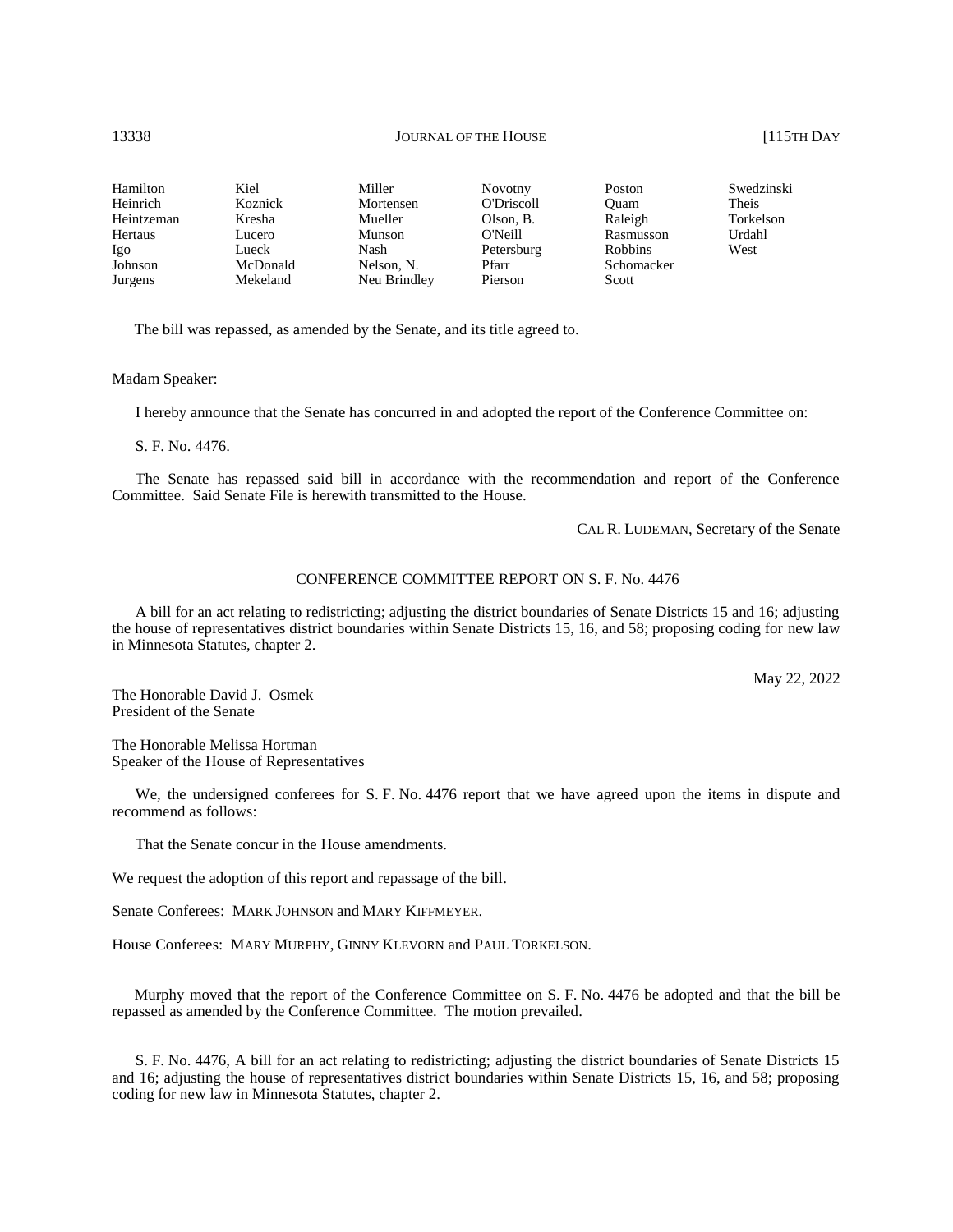| | | | | | |
|---|---|---|---|---|---|
| Hamilton | Kiel | Miller | Novotny | Poston | Swedzinski |
| Heinrich | Koznick | Mortensen | O'Driscoll | Quam | Theis |
| Heintzeman | Kresha | Mueller | Olson, B. | Raleigh | Torkelson |
| Hertaus | Lucero | Munson | O'Neill | Rasmusson | Urdahl |
| Igo | Lueck | Nash | Petersburg | Robbins | West |
| Johnson | McDonald | Nelson, N. | Pfarr | Schomacker | |
| Jurgens | Mekeland | Neu Brindley | Pierson | Scott | |

The bill was repassed, as amended by the Senate, and its title agreed to.

Madam Speaker:

I hereby announce that the Senate has concurred in and adopted the report of the Conference Committee on:

S. F. No. 4476.

The Senate has repassed said bill in accordance with the recommendation and report of the Conference Committee. Said Senate File is herewith transmitted to the House.

CAL R. LUDEMAN, Secretary of the Senate

CONFERENCE COMMITTEE REPORT ON S. F. No. 4476

A bill for an act relating to redistricting; adjusting the district boundaries of Senate Districts 15 and 16; adjusting the house of representatives district boundaries within Senate Districts 15, 16, and 58; proposing coding for new law in Minnesota Statutes, chapter 2.

May 22, 2022

The Honorable David J. Osmek
President of the Senate

The Honorable Melissa Hortman
Speaker of the House of Representatives

We, the undersigned conferees for S. F. No. 4476 report that we have agreed upon the items in dispute and recommend as follows:

That the Senate concur in the House amendments.

We request the adoption of this report and repassage of the bill.

Senate Conferees: MARK JOHNSON and MARY KIFFMEYER.

House Conferees: MARY MURPHY, GINNY KLEVORN and PAUL TORKELSON.

Murphy moved that the report of the Conference Committee on S. F. No. 4476 be adopted and that the bill be repassed as amended by the Conference Committee. The motion prevailed.

S. F. No. 4476, A bill for an act relating to redistricting; adjusting the district boundaries of Senate Districts 15 and 16; adjusting the house of representatives district boundaries within Senate Districts 15, 16, and 58; proposing coding for new law in Minnesota Statutes, chapter 2.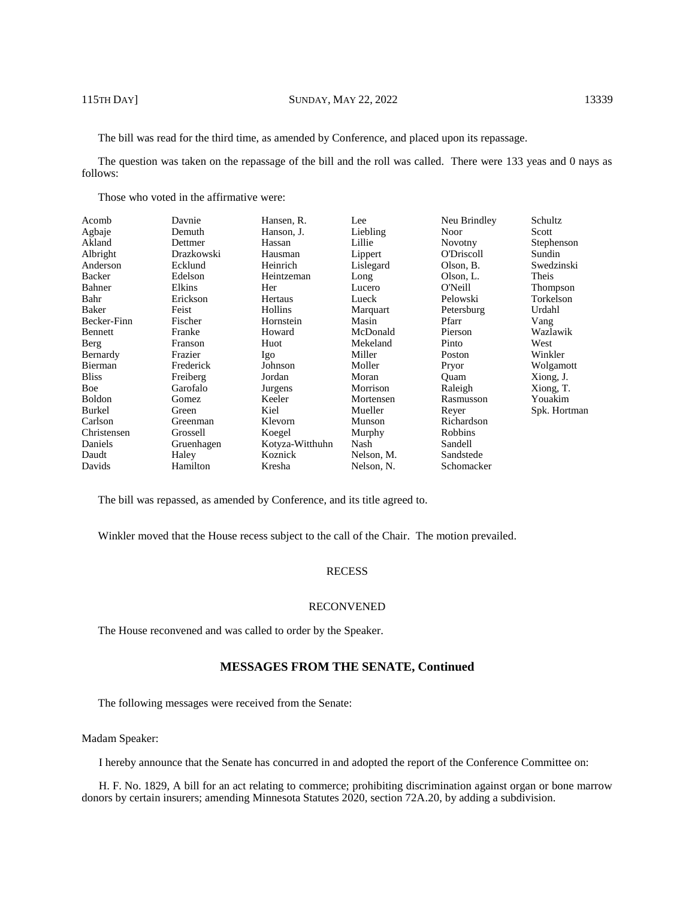The bill was read for the third time, as amended by Conference, and placed upon its repassage.

The question was taken on the repassage of the bill and the roll was called. There were 133 yeas and 0 nays as follows:

Those who voted in the affirmative were:

| | | | | | |
|---|---|---|---|---|---|
| Acomb | Davnie | Hansen, R. | Lee | Neu Brindley | Schultz |
| Agbaje | Demuth | Hanson, J. | Liebling | Noor | Scott |
| Akland | Dettmer | Hassan | Lillie | Novotny | Stephenson |
| Albright | Drazkowski | Hausman | Lippert | O'Driscoll | Sundin |
| Anderson | Ecklund | Heinrich | Lislegard | Olson, B. | Swedzinski |
| Backer | Edelson | Heintzeman | Long | Olson, L. | Theis |
| Bahner | Elkins | Her | Lucero | O'Neill | Thompson |
| Bahr | Erickson | Hertaus | Lueck | Pelowski | Torkelson |
| Baker | Feist | Hollins | Marquart | Petersburg | Urdahl |
| Becker-Finn | Fischer | Hornstein | Masin | Pfarr | Vang |
| Bennett | Franke | Howard | McDonald | Pierson | Wazlawik |
| Berg | Franson | Huot | Mekeland | Pinto | West |
| Bernardy | Frazier | Igo | Miller | Poston | Winkler |
| Bierman | Frederick | Johnson | Moller | Pryor | Wolgamott |
| Bliss | Freiberg | Jordan | Moran | Quam | Xiong, J. |
| Boe | Garofalo | Jurgens | Morrison | Raleigh | Xiong, T. |
| Boldon | Gomez | Keeler | Mortensen | Rasmusson | Youakim |
| Burkel | Green | Kiel | Mueller | Reyer | Spk. Hortman |
| Carlson | Greenman | Klevorn | Munson | Richardson | |
| Christensen | Grossell | Koegel | Murphy | Robbins | |
| Daniels | Gruenhagen | Kotyza-Witthuhn | Nash | Sandell | |
| Daudt | Haley | Koznick | Nelson, M. | Sandstede | |
| Davids | Hamilton | Kresha | Nelson, N. | Schomacker | |

The bill was repassed, as amended by Conference, and its title agreed to.

Winkler moved that the House recess subject to the call of the Chair. The motion prevailed.

RECESS

RECONVENED

The House reconvened and was called to order by the Speaker.

## MESSAGES FROM THE SENATE, Continued

The following messages were received from the Senate:

Madam Speaker:

I hereby announce that the Senate has concurred in and adopted the report of the Conference Committee on:

H. F. No. 1829, A bill for an act relating to commerce; prohibiting discrimination against organ or bone marrow donors by certain insurers; amending Minnesota Statutes 2020, section 72A.20, by adding a subdivision.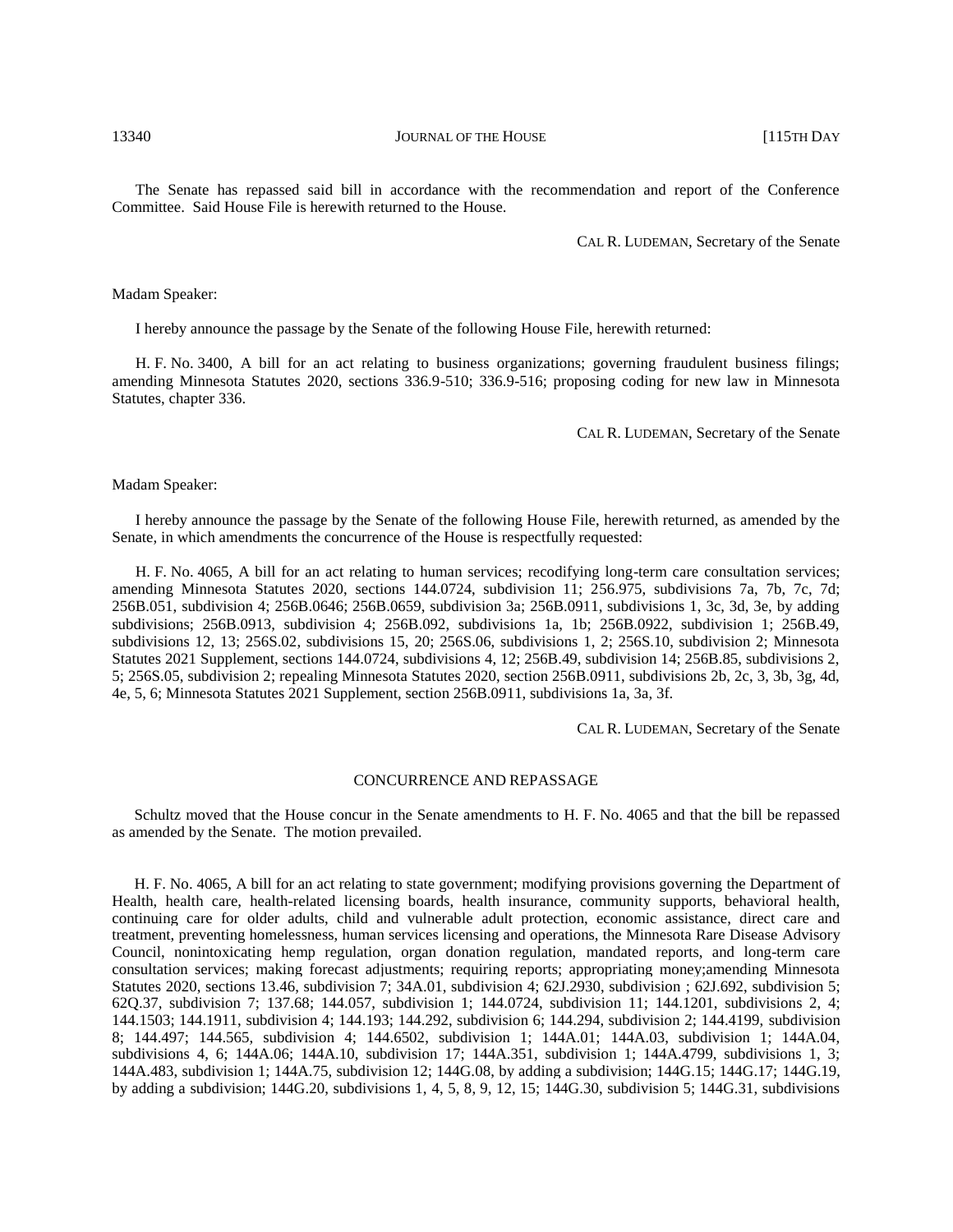The Senate has repassed said bill in accordance with the recommendation and report of the Conference Committee. Said House File is herewith returned to the House.

CAL R. LUDEMAN, Secretary of the Senate

Madam Speaker:

I hereby announce the passage by the Senate of the following House File, herewith returned:

H. F. No. 3400, A bill for an act relating to business organizations; governing fraudulent business filings; amending Minnesota Statutes 2020, sections 336.9-510; 336.9-516; proposing coding for new law in Minnesota Statutes, chapter 336.

CAL R. LUDEMAN, Secretary of the Senate

Madam Speaker:

I hereby announce the passage by the Senate of the following House File, herewith returned, as amended by the Senate, in which amendments the concurrence of the House is respectfully requested:

H. F. No. 4065, A bill for an act relating to human services; recodifying long-term care consultation services; amending Minnesota Statutes 2020, sections 144.0724, subdivision 11; 256.975, subdivisions 7a, 7b, 7c, 7d; 256B.051, subdivision 4; 256B.0646; 256B.0659, subdivision 3a; 256B.0911, subdivisions 1, 3c, 3d, 3e, by adding subdivisions; 256B.0913, subdivision 4; 256B.092, subdivisions 1a, 1b; 256B.0922, subdivision 1; 256B.49, subdivisions 12, 13; 256S.02, subdivisions 15, 20; 256S.06, subdivisions 1, 2; 256S.10, subdivision 2; Minnesota Statutes 2021 Supplement, sections 144.0724, subdivisions 4, 12; 256B.49, subdivision 14; 256B.85, subdivisions 2, 5; 256S.05, subdivision 2; repealing Minnesota Statutes 2020, section 256B.0911, subdivisions 2b, 2c, 3, 3b, 3g, 4d, 4e, 5, 6; Minnesota Statutes 2021 Supplement, section 256B.0911, subdivisions 1a, 3a, 3f.

CAL R. LUDEMAN, Secretary of the Senate

## CONCURRENCE AND REPASSAGE

Schultz moved that the House concur in the Senate amendments to H. F. No. 4065 and that the bill be repassed as amended by the Senate. The motion prevailed.

H. F. No. 4065, A bill for an act relating to state government; modifying provisions governing the Department of Health, health care, health-related licensing boards, health insurance, community supports, behavioral health, continuing care for older adults, child and vulnerable adult protection, economic assistance, direct care and treatment, preventing homelessness, human services licensing and operations, the Minnesota Rare Disease Advisory Council, nonintoxicating hemp regulation, organ donation regulation, mandated reports, and long-term care consultation services; making forecast adjustments; requiring reports; appropriating money;amending Minnesota Statutes 2020, sections 13.46, subdivision 7; 34A.01, subdivision 4; 62J.2930, subdivision ; 62J.692, subdivision 5; 62Q.37, subdivision 7; 137.68; 144.057, subdivision 1; 144.0724, subdivision 11; 144.1201, subdivisions 2, 4; 144.1503; 144.1911, subdivision 4; 144.193; 144.292, subdivision 6; 144.294, subdivision 2; 144.4199, subdivision 8; 144.497; 144.565, subdivision 4; 144.6502, subdivision 1; 144A.01; 144A.03, subdivision 1; 144A.04, subdivisions 4, 6; 144A.06; 144A.10, subdivision 17; 144A.351, subdivision 1; 144A.4799, subdivisions 1, 3; 144A.483, subdivision 1; 144A.75, subdivision 12; 144G.08, by adding a subdivision; 144G.15; 144G.17; 144G.19, by adding a subdivision; 144G.20, subdivisions 1, 4, 5, 8, 9, 12, 15; 144G.30, subdivision 5; 144G.31, subdivisions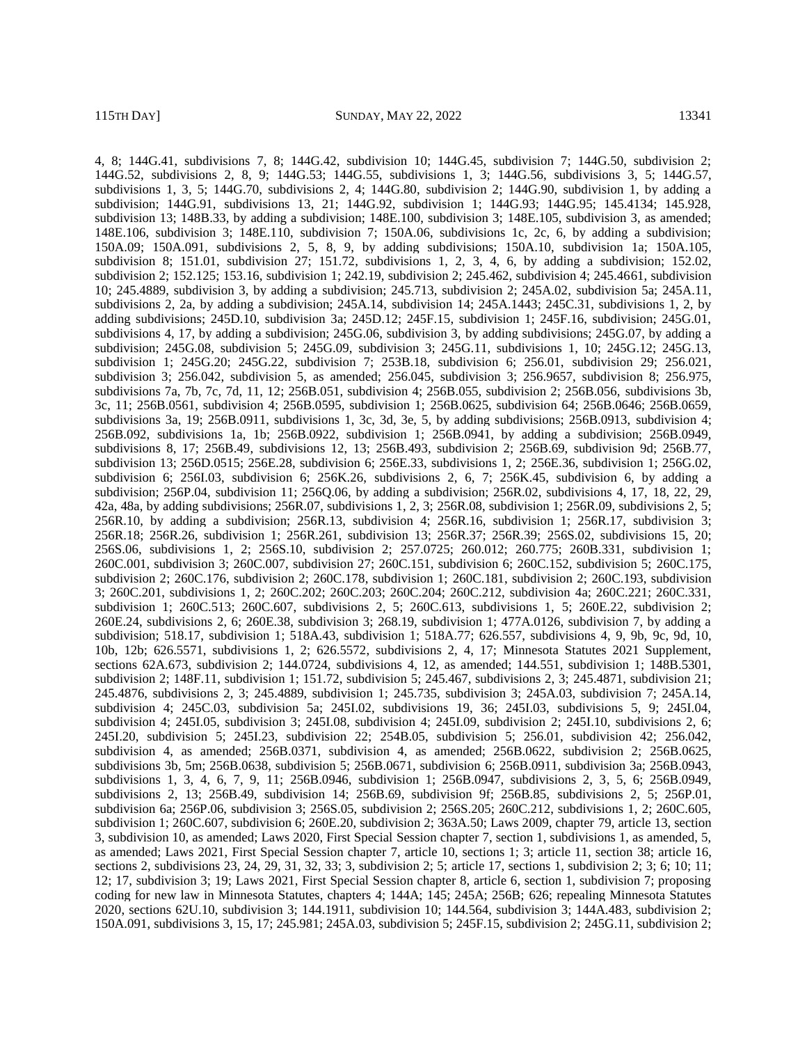4, 8; 144G.41, subdivisions 7, 8; 144G.42, subdivision 10; 144G.45, subdivision 7; 144G.50, subdivision 2; 144G.52, subdivisions 2, 8, 9; 144G.53; 144G.55, subdivisions 1, 3; 144G.56, subdivisions 3, 5; 144G.57, subdivisions 1, 3, 5; 144G.70, subdivisions 2, 4; 144G.80, subdivision 2; 144G.90, subdivision 1, by adding a subdivision; 144G.91, subdivisions 13, 21; 144G.92, subdivision 1; 144G.93; 144G.95; 145.4134; 145.928, subdivision 13; 148B.33, by adding a subdivision; 148E.100, subdivision 3; 148E.105, subdivision 3, as amended; 148E.106, subdivision 3; 148E.110, subdivision 7; 150A.06, subdivisions 1c, 2c, 6, by adding a subdivision; 150A.09; 150A.091, subdivisions 2, 5, 8, 9, by adding subdivisions; 150A.10, subdivision 1a; 150A.105, subdivision 8; 151.01, subdivision 27; 151.72, subdivisions 1, 2, 3, 4, 6, by adding a subdivision; 152.02, subdivision 2; 152.125; 153.16, subdivision 1; 242.19, subdivision 2; 245.462, subdivision 4; 245.4661, subdivision 10; 245.4889, subdivision 3, by adding a subdivision; 245.713, subdivision 2; 245A.02, subdivision 5a; 245A.11, subdivisions 2, 2a, by adding a subdivision; 245A.14, subdivision 14; 245A.1443; 245C.31, subdivisions 1, 2, by adding subdivisions; 245D.10, subdivision 3a; 245D.12; 245F.15, subdivision 1; 245F.16, subdivision; 245G.01, subdivisions 4, 17, by adding a subdivision; 245G.06, subdivision 3, by adding subdivisions; 245G.07, by adding a subdivision; 245G.08, subdivision 5; 245G.09, subdivision 3; 245G.11, subdivisions 1, 10; 245G.12; 245G.13, subdivision 1; 245G.20; 245G.22, subdivision 7; 253B.18, subdivision 6; 256.01, subdivision 29; 256.021, subdivision 3; 256.042, subdivision 5, as amended; 256.045, subdivision 3; 256.9657, subdivision 8; 256.975, subdivisions 7a, 7b, 7c, 7d, 11, 12; 256B.051, subdivision 4; 256B.055, subdivision 2; 256B.056, subdivisions 3b, 3c, 11; 256B.0561, subdivision 4; 256B.0595, subdivision 1; 256B.0625, subdivision 64; 256B.0646; 256B.0659, subdivisions 3a, 19; 256B.0911, subdivisions 1, 3c, 3d, 3e, 5, by adding subdivisions; 256B.0913, subdivision 4; 256B.092, subdivisions 1a, 1b; 256B.0922, subdivision 1; 256B.0941, by adding a subdivision; 256B.0949, subdivisions 8, 17; 256B.49, subdivisions 12, 13; 256B.493, subdivision 2; 256B.69, subdivision 9d; 256B.77, subdivision 13; 256D.0515; 256E.28, subdivision 6; 256E.33, subdivisions 1, 2; 256E.36, subdivision 1; 256G.02, subdivision 6; 256I.03, subdivision 6; 256K.26, subdivisions 2, 6, 7; 256K.45, subdivision 6, by adding a subdivision; 256P.04, subdivision 11; 256Q.06, by adding a subdivision; 256R.02, subdivisions 4, 17, 18, 22, 29, 42a, 48a, by adding subdivisions; 256R.07, subdivisions 1, 2, 3; 256R.08, subdivision 1; 256R.09, subdivisions 2, 5; 256R.10, by adding a subdivision; 256R.13, subdivision 4; 256R.16, subdivision 1; 256R.17, subdivision 3; 256R.18; 256R.26, subdivision 1; 256R.261, subdivision 13; 256R.37; 256R.39; 256S.02, subdivisions 15, 20; 256S.06, subdivisions 1, 2; 256S.10, subdivision 2; 257.0725; 260.012; 260.775; 260B.331, subdivision 1; 260C.001, subdivision 3; 260C.007, subdivision 27; 260C.151, subdivision 6; 260C.152, subdivision 5; 260C.175, subdivision 2; 260C.176, subdivision 2; 260C.178, subdivision 1; 260C.181, subdivision 2; 260C.193, subdivision 3; 260C.201, subdivisions 1, 2; 260C.202; 260C.203; 260C.204; 260C.212, subdivision 4a; 260C.221; 260C.331, subdivision 1; 260C.513; 260C.607, subdivisions 2, 5; 260C.613, subdivisions 1, 5; 260E.22, subdivision 2; 260E.24, subdivisions 2, 6; 260E.38, subdivision 3; 268.19, subdivision 1; 477A.0126, subdivision 7, by adding a subdivision; 518.17, subdivision 1; 518A.43, subdivision 1; 518A.77; 626.557, subdivisions 4, 9, 9b, 9c, 9d, 10, 10b, 12b; 626.5571, subdivisions 1, 2; 626.5572, subdivisions 2, 4, 17; Minnesota Statutes 2021 Supplement, sections 62A.673, subdivision 2; 144.0724, subdivisions 4, 12, as amended; 144.551, subdivision 1; 148B.5301, subdivision 2; 148F.11, subdivision 1; 151.72, subdivision 5; 245.467, subdivisions 2, 3; 245.4871, subdivision 21; 245.4876, subdivisions 2, 3; 245.4889, subdivision 1; 245.735, subdivision 3; 245A.03, subdivision 7; 245A.14, subdivision 4; 245C.03, subdivision 5a; 245I.02, subdivisions 19, 36; 245I.03, subdivisions 5, 9; 245I.04, subdivision 4; 245I.05, subdivision 3; 245I.08, subdivision 4; 245I.09, subdivision 2; 245I.10, subdivisions 2, 6; 245I.20, subdivision 5; 245I.23, subdivision 22; 254B.05, subdivision 5; 256.01, subdivision 42; 256.042, subdivision 4, as amended; 256B.0371, subdivision 4, as amended; 256B.0622, subdivision 2; 256B.0625, subdivisions 3b, 5m; 256B.0638, subdivision 5; 256B.0671, subdivision 6; 256B.0911, subdivision 3a; 256B.0943, subdivisions 1, 3, 4, 6, 7, 9, 11; 256B.0946, subdivision 1; 256B.0947, subdivisions 2, 3, 5, 6; 256B.0949, subdivisions 2, 13; 256B.49, subdivision 14; 256B.69, subdivision 9f; 256B.85, subdivisions 2, 5; 256P.01, subdivision 6a; 256P.06, subdivision 3; 256S.05, subdivision 2; 256S.205; 260C.212, subdivisions 1, 2; 260C.605, subdivision 1; 260C.607, subdivision 6; 260E.20, subdivision 2; 363A.50; Laws 2009, chapter 79, article 13, section 3, subdivision 10, as amended; Laws 2020, First Special Session chapter 7, section 1, subdivisions 1, as amended, 5, as amended; Laws 2021, First Special Session chapter 7, article 10, sections 1; 3; article 11, section 38; article 16, sections 2, subdivisions 23, 24, 29, 31, 32, 33; 3, subdivision 2; 5; article 17, sections 1, subdivision 2; 3; 6; 10; 11; 12; 17, subdivision 3; 19; Laws 2021, First Special Session chapter 8, article 6, section 1, subdivision 7; proposing coding for new law in Minnesota Statutes, chapters 4; 144A; 145; 245A; 256B; 626; repealing Minnesota Statutes 2020, sections 62U.10, subdivision 3; 144.1911, subdivision 10; 144.564, subdivision 3; 144A.483, subdivision 2; 150A.091, subdivisions 3, 15, 17; 245.981; 245A.03, subdivision 5; 245F.15, subdivision 2; 245G.11, subdivision 2;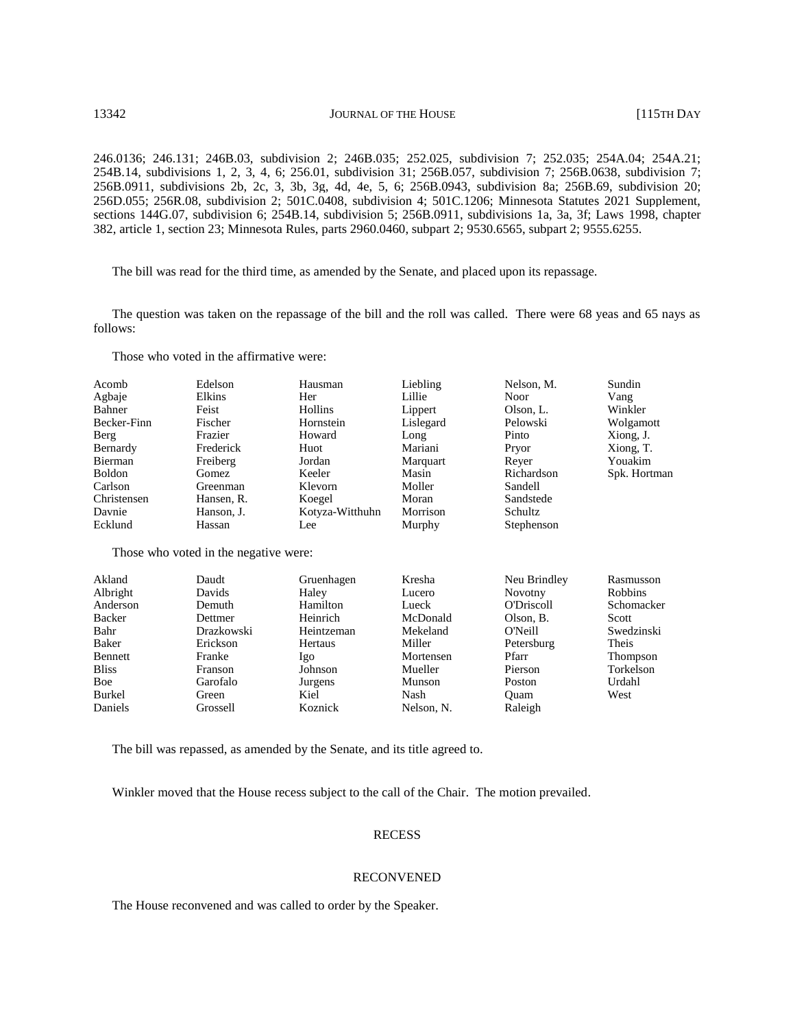246.0136; 246.131; 246B.03, subdivision 2; 246B.035; 252.025, subdivision 7; 252.035; 254A.04; 254A.21; 254B.14, subdivisions 1, 2, 3, 4, 6; 256.01, subdivision 31; 256B.057, subdivision 7; 256B.0638, subdivision 7; 256B.0911, subdivisions 2b, 2c, 3, 3b, 3g, 4d, 4e, 5, 6; 256B.0943, subdivision 8a; 256B.69, subdivision 20; 256D.055; 256R.08, subdivision 2; 501C.0408, subdivision 4; 501C.1206; Minnesota Statutes 2021 Supplement, sections 144G.07, subdivision 6; 254B.14, subdivision 5; 256B.0911, subdivisions 1a, 3a, 3f; Laws 1998, chapter 382, article 1, section 23; Minnesota Rules, parts 2960.0460, subpart 2; 9530.6565, subpart 2; 9555.6255.

The bill was read for the third time, as amended by the Senate, and placed upon its repassage.

The question was taken on the repassage of the bill and the roll was called. There were 68 yeas and 65 nays as follows:

Those who voted in the affirmative were:

| | | | | | |
|---|---|---|---|---|---|
| Acomb | Edelson | Hausman | Liebling | Nelson, M. | Sundin |
| Agbaje | Elkins | Her | Lillie | Noor | Vang |
| Bahner | Feist | Hollins | Lippert | Olson, L. | Winkler |
| Becker-Finn | Fischer | Hornstein | Lislegard | Pelowski | Wolgamott |
| Berg | Frazier | Howard | Long | Pinto | Xiong, J. |
| Bernardy | Frederick | Huot | Mariani | Pryor | Xiong, T. |
| Bierman | Freiberg | Jordan | Marquart | Reyer | Youakim |
| Boldon | Gomez | Keeler | Masin | Richardson | Spk. Hortman |
| Carlson | Greenman | Klevorn | Moller | Sandell | |
| Christensen | Hansen, R. | Koegel | Moran | Sandstede | |
| Davnie | Hanson, J. | Kotyza-Witthuhn | Morrison | Schultz | |
| Ecklund | Hassan | Lee | Murphy | Stephenson | |

Those who voted in the negative were:

| | | | | | |
|---|---|---|---|---|---|
| Akland | Daudt | Gruenhagen | Kresha | Neu Brindley | Rasmusson |
| Albright | Davids | Haley | Lucero | Novotny | Robbins |
| Anderson | Demuth | Hamilton | Lueck | O'Driscoll | Schomacker |
| Backer | Dettmer | Heinrich | McDonald | Olson, B. | Scott |
| Bahr | Drazkowski | Heintzeman | Mekeland | O'Neill | Swedzinski |
| Baker | Erickson | Hertaus | Miller | Petersburg | Theis |
| Bennett | Franke | Igo | Mortensen | Pfarr | Thompson |
| Bliss | Franson | Johnson | Mueller | Pierson | Torkelson |
| Boe | Garofalo | Jurgens | Munson | Poston | Urdahl |
| Burkel | Green | Kiel | Nash | Quam | West |
| Daniels | Grossell | Koznick | Nelson, N. | Raleigh | |

The bill was repassed, as amended by the Senate, and its title agreed to.

Winkler moved that the House recess subject to the call of the Chair. The motion prevailed.

## RECESS

## RECONVENED

The House reconvened and was called to order by the Speaker.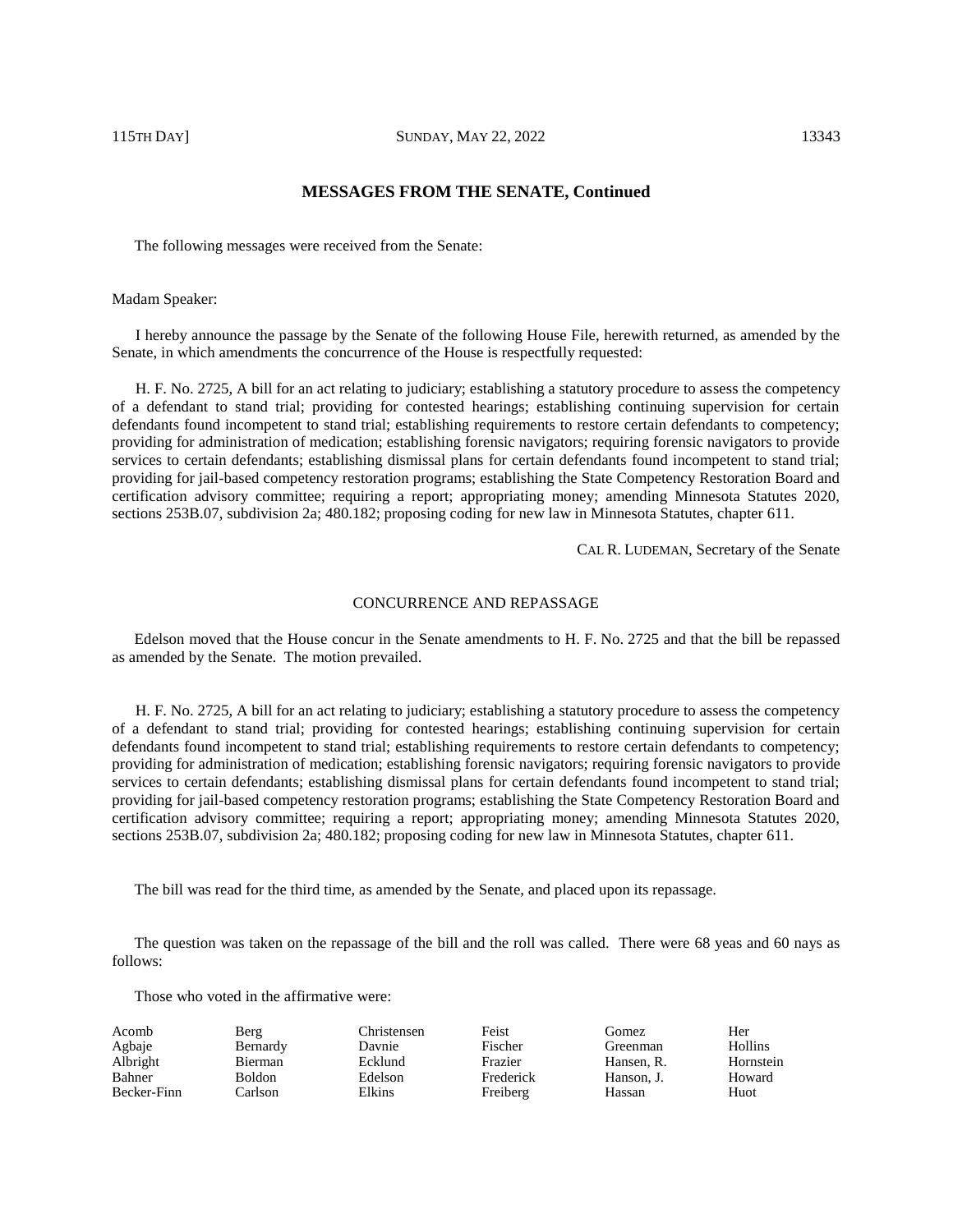## MESSAGES FROM THE SENATE, Continued

The following messages were received from the Senate:

Madam Speaker:

I hereby announce the passage by the Senate of the following House File, herewith returned, as amended by the Senate, in which amendments the concurrence of the House is respectfully requested:

H. F. No. 2725, A bill for an act relating to judiciary; establishing a statutory procedure to assess the competency of a defendant to stand trial; providing for contested hearings; establishing continuing supervision for certain defendants found incompetent to stand trial; establishing requirements to restore certain defendants to competency; providing for administration of medication; establishing forensic navigators; requiring forensic navigators to provide services to certain defendants; establishing dismissal plans for certain defendants found incompetent to stand trial; providing for jail-based competency restoration programs; establishing the State Competency Restoration Board and certification advisory committee; requiring a report; appropriating money; amending Minnesota Statutes 2020, sections 253B.07, subdivision 2a; 480.182; proposing coding for new law in Minnesota Statutes, chapter 611.

CAL R. LUDEMAN, Secretary of the Senate

### CONCURRENCE AND REPASSAGE

Edelson moved that the House concur in the Senate amendments to H. F. No. 2725 and that the bill be repassed as amended by the Senate. The motion prevailed.

H. F. No. 2725, A bill for an act relating to judiciary; establishing a statutory procedure to assess the competency of a defendant to stand trial; providing for contested hearings; establishing continuing supervision for certain defendants found incompetent to stand trial; establishing requirements to restore certain defendants to competency; providing for administration of medication; establishing forensic navigators; requiring forensic navigators to provide services to certain defendants; establishing dismissal plans for certain defendants found incompetent to stand trial; providing for jail-based competency restoration programs; establishing the State Competency Restoration Board and certification advisory committee; requiring a report; appropriating money; amending Minnesota Statutes 2020, sections 253B.07, subdivision 2a; 480.182; proposing coding for new law in Minnesota Statutes, chapter 611.

The bill was read for the third time, as amended by the Senate, and placed upon its repassage.

The question was taken on the repassage of the bill and the roll was called. There were 68 yeas and 60 nays as follows:

Those who voted in the affirmative were:

| | | | | | |
|---|---|---|---|---|---|
| Acomb | Berg | Christensen | Feist | Gomez | Her |
| Agbaje | Bernardy | Davnie | Fischer | Greenman | Hollins |
| Albright | Bierman | Ecklund | Frazier | Hansen, R. | Hornstein |
| Bahner | Boldon | Edelson | Frederick | Hanson, J. | Howard |
| Becker-Finn | Carlson | Elkins | Freiberg | Hassan | Huot |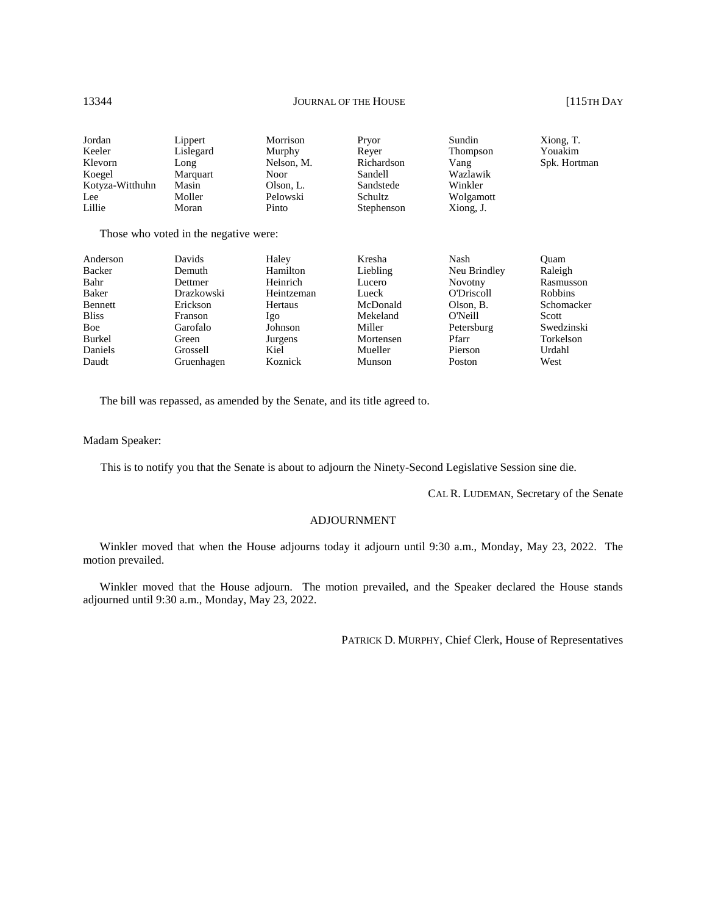| | | | | | |
|---|---|---|---|---|---|
| Jordan | Lippert | Morrison | Pryor | Sundin | Xiong, T. |
| Keeler | Lislegard | Murphy | Reyer | Thompson | Youakim |
| Klevorn | Long | Nelson, M. | Richardson | Vang | Spk. Hortman |
| Koegel | Marquart | Noor | Sandell | Wazlawik | |
| Kotyza-Witthuhn | Masin | Olson, L. | Sandstede | Winkler | |
| Lee | Moller | Pelowski | Schultz | Wolgamott | |
| Lillie | Moran | Pinto | Stephenson | Xiong, J. | |

Those who voted in the negative were:

| | | | | | |
|---|---|---|---|---|---|
| Anderson | Davids | Haley | Kresha | Nash | Quam |
| Backer | Demuth | Hamilton | Liebling | Neu Brindley | Raleigh |
| Bahr | Dettmer | Heinrich | Lucero | Novotny | Rasmusson |
| Baker | Drazkowski | Heintzeman | Lueck | O'Driscoll | Robbins |
| Bennett | Erickson | Hertaus | McDonald | Olson, B. | Schomacker |
| Bliss | Franson | Igo | Mekeland | O'Neill | Scott |
| Boe | Garofalo | Johnson | Miller | Petersburg | Swedzinski |
| Burkel | Green | Jurgens | Mortensen | Pfarr | Torkelson |
| Daniels | Grossell | Kiel | Mueller | Pierson | Urdahl |
| Daudt | Gruenhagen | Koznick | Munson | Poston | West |

The bill was repassed, as amended by the Senate, and its title agreed to.

Madam Speaker:

This is to notify you that the Senate is about to adjourn the Ninety-Second Legislative Session sine die.

CAL R. LUDEMAN, Secretary of the Senate

## ADJOURNMENT

Winkler moved that when the House adjourns today it adjourn until 9:30 a.m., Monday, May 23, 2022. The motion prevailed.

Winkler moved that the House adjourn. The motion prevailed, and the Speaker declared the House stands adjourned until 9:30 a.m., Monday, May 23, 2022.

PATRICK D. MURPHY, Chief Clerk, House of Representatives